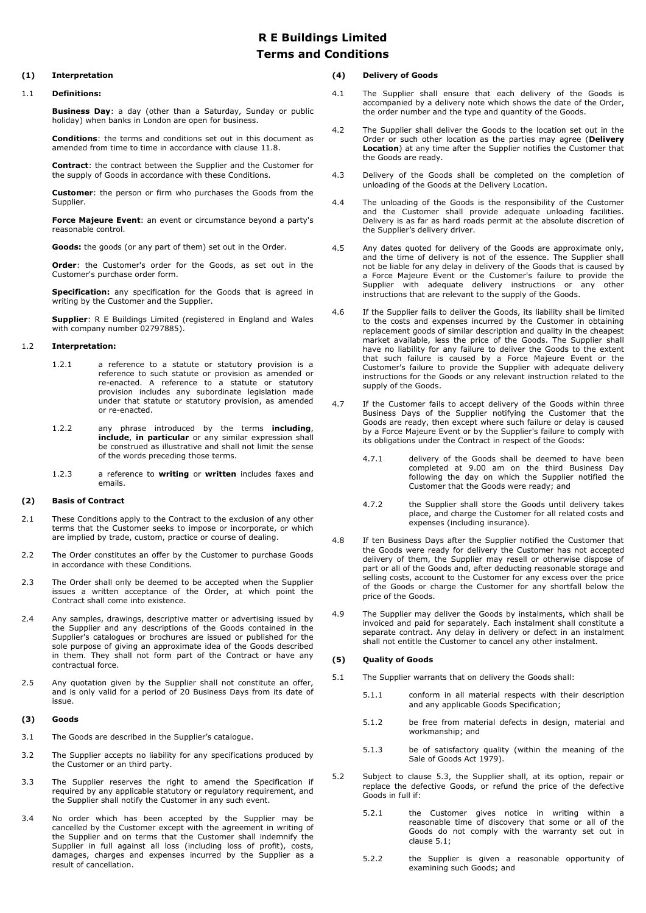# R E Buildings Limited
# Terms and Conditions

## (1) Interpretation

### 1.1 Definitions:

**Business Day**: a day (other than a Saturday, Sunday or public holiday) when banks in London are open for business.

**Conditions**: the terms and conditions set out in this document as amended from time to time in accordance with clause 11.8.

**Contract**: the contract between the Supplier and the Customer for the supply of Goods in accordance with these Conditions.

**Customer**: the person or firm who purchases the Goods from the Supplier.

**Force Majeure Event**: an event or circumstance beyond a party's reasonable control.

**Goods:** the goods (or any part of them) set out in the Order.

**Order**: the Customer's order for the Goods, as set out in the Customer's purchase order form.

**Specification:** any specification for the Goods that is agreed in writing by the Customer and the Supplier.

**Supplier**: R E Buildings Limited (registered in England and Wales with company number 02797885).

### 1.2 Interpretation:

1.2.1 a reference to a statute or statutory provision is a reference to such statute or provision as amended or re-enacted. A reference to a statute or statutory provision includes any subordinate legislation made under that statute or statutory provision, as amended or re-enacted.

1.2.2 any phrase introduced by the terms **including**, **include**, **in particular** or any similar expression shall be construed as illustrative and shall not limit the sense of the words preceding those terms.

1.2.3 a reference to **writing** or **written** includes faxes and emails.

## (2) Basis of Contract

2.1 These Conditions apply to the Contract to the exclusion of any other terms that the Customer seeks to impose or incorporate, or which are implied by trade, custom, practice or course of dealing.

2.2 The Order constitutes an offer by the Customer to purchase Goods in accordance with these Conditions.

2.3 The Order shall only be deemed to be accepted when the Supplier issues a written acceptance of the Order, at which point the Contract shall come into existence.

2.4 Any samples, drawings, descriptive matter or advertising issued by the Supplier and any descriptions of the Goods contained in the Supplier's catalogues or brochures are issued or published for the sole purpose of giving an approximate idea of the Goods described in them. They shall not form part of the Contract or have any contractual force.

2.5 Any quotation given by the Supplier shall not constitute an offer, and is only valid for a period of 20 Business Days from its date of issue.

## (3) Goods

3.1 The Goods are described in the Supplier's catalogue.

3.2 The Supplier accepts no liability for any specifications produced by the Customer or an third party.

3.3 The Supplier reserves the right to amend the Specification if required by any applicable statutory or regulatory requirement, and the Supplier shall notify the Customer in any such event.

3.4 No order which has been accepted by the Supplier may be cancelled by the Customer except with the agreement in writing of the Supplier and on terms that the Customer shall indemnify the Supplier in full against all loss (including loss of profit), costs, damages, charges and expenses incurred by the Supplier as a result of cancellation.

## (4) Delivery of Goods

4.1 The Supplier shall ensure that each delivery of the Goods is accompanied by a delivery note which shows the date of the Order, the order number and the type and quantity of the Goods.

4.2 The Supplier shall deliver the Goods to the location set out in the Order or such other location as the parties may agree (**Delivery Location**) at any time after the Supplier notifies the Customer that the Goods are ready.

4.3 Delivery of the Goods shall be completed on the completion of unloading of the Goods at the Delivery Location.

4.4 The unloading of the Goods is the responsibility of the Customer and the Customer shall provide adequate unloading facilities. Delivery is as far as hard roads permit at the absolute discretion of the Supplier's delivery driver.

4.5 Any dates quoted for delivery of the Goods are approximate only, and the time of delivery is not of the essence. The Supplier shall not be liable for any delay in delivery of the Goods that is caused by a Force Majeure Event or the Customer's failure to provide the Supplier with adequate delivery instructions or any other instructions that are relevant to the supply of the Goods.

4.6 If the Supplier fails to deliver the Goods, its liability shall be limited to the costs and expenses incurred by the Customer in obtaining replacement goods of similar description and quality in the cheapest market available, less the price of the Goods. The Supplier shall have no liability for any failure to deliver the Goods to the extent that such failure is caused by a Force Majeure Event or the Customer's failure to provide the Supplier with adequate delivery instructions for the Goods or any relevant instruction related to the supply of the Goods.

4.7 If the Customer fails to accept delivery of the Goods within three Business Days of the Supplier notifying the Customer that the Goods are ready, then except where such failure or delay is caused by a Force Majeure Event or by the Supplier's failure to comply with its obligations under the Contract in respect of the Goods:

4.7.1 delivery of the Goods shall be deemed to have been completed at 9.00 am on the third Business Day following the day on which the Supplier notified the Customer that the Goods were ready; and

4.7.2 the Supplier shall store the Goods until delivery takes place, and charge the Customer for all related costs and expenses (including insurance).

4.8 If ten Business Days after the Supplier notified the Customer that the Goods were ready for delivery the Customer has not accepted delivery of them, the Supplier may resell or otherwise dispose of part or all of the Goods and, after deducting reasonable storage and selling costs, account to the Customer for any excess over the price of the Goods or charge the Customer for any shortfall below the price of the Goods.

4.9 The Supplier may deliver the Goods by instalments, which shall be invoiced and paid for separately. Each instalment shall constitute a separate contract. Any delay in delivery or defect in an instalment shall not entitle the Customer to cancel any other instalment.

## (5) Quality of Goods

5.1 The Supplier warrants that on delivery the Goods shall:

5.1.1 conform in all material respects with their description and any applicable Goods Specification;

5.1.2 be free from material defects in design, material and workmanship; and

5.1.3 be of satisfactory quality (within the meaning of the Sale of Goods Act 1979).

5.2 Subject to clause 5.3, the Supplier shall, at its option, repair or replace the defective Goods, or refund the price of the defective Goods in full if:

5.2.1 the Customer gives notice in writing within a reasonable time of discovery that some or all of the Goods do not comply with the warranty set out in clause 5.1;

5.2.2 the Supplier is given a reasonable opportunity of examining such Goods; and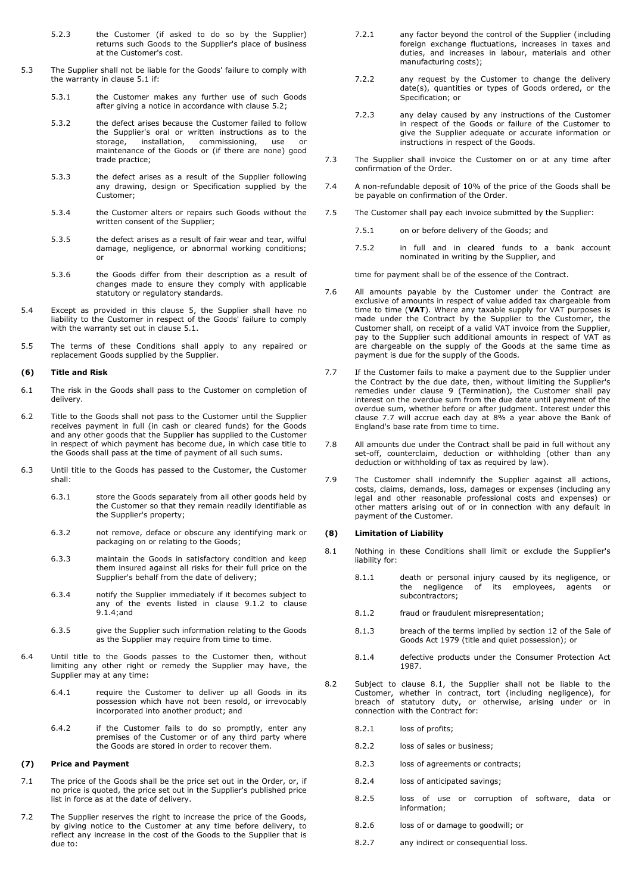5.2.3 the Customer (if asked to do so by the Supplier) returns such Goods to the Supplier's place of business at the Customer's cost.

5.3 The Supplier shall not be liable for the Goods' failure to comply with the warranty in clause 5.1 if:

5.3.1 the Customer makes any further use of such Goods after giving a notice in accordance with clause 5.2;

5.3.2 the defect arises because the Customer failed to follow the Supplier's oral or written instructions as to the storage, installation, commissioning, use or maintenance of the Goods or (if there are none) good trade practice;

5.3.3 the defect arises as a result of the Supplier following any drawing, design or Specification supplied by the Customer;

5.3.4 the Customer alters or repairs such Goods without the written consent of the Supplier;

5.3.5 the defect arises as a result of fair wear and tear, wilful damage, negligence, or abnormal working conditions; or

5.3.6 the Goods differ from their description as a result of changes made to ensure they comply with applicable statutory or regulatory standards.

5.4 Except as provided in this clause 5, the Supplier shall have no liability to the Customer in respect of the Goods' failure to comply with the warranty set out in clause 5.1.

5.5 The terms of these Conditions shall apply to any repaired or replacement Goods supplied by the Supplier.

## (6) Title and Risk

6.1 The risk in the Goods shall pass to the Customer on completion of delivery.

6.2 Title to the Goods shall not pass to the Customer until the Supplier receives payment in full (in cash or cleared funds) for the Goods and any other goods that the Supplier has supplied to the Customer in respect of which payment has become due, in which case title to the Goods shall pass at the time of payment of all such sums.

6.3 Until title to the Goods has passed to the Customer, the Customer shall:

6.3.1 store the Goods separately from all other goods held by the Customer so that they remain readily identifiable as the Supplier's property;

6.3.2 not remove, deface or obscure any identifying mark or packaging on or relating to the Goods;

6.3.3 maintain the Goods in satisfactory condition and keep them insured against all risks for their full price on the Supplier's behalf from the date of delivery;

6.3.4 notify the Supplier immediately if it becomes subject to any of the events listed in clause 9.1.2 to clause 9.1.4;and

6.3.5 give the Supplier such information relating to the Goods as the Supplier may require from time to time.

6.4 Until title to the Goods passes to the Customer then, without limiting any other right or remedy the Supplier may have, the Supplier may at any time:

6.4.1 require the Customer to deliver up all Goods in its possession which have not been resold, or irrevocably incorporated into another product; and

6.4.2 if the Customer fails to do so promptly, enter any premises of the Customer or of any third party where the Goods are stored in order to recover them.

## (7) Price and Payment

7.1 The price of the Goods shall be the price set out in the Order, or, if no price is quoted, the price set out in the Supplier's published price list in force as at the date of delivery.

7.2 The Supplier reserves the right to increase the price of the Goods, by giving notice to the Customer at any time before delivery, to reflect any increase in the cost of the Goods to the Supplier that is due to:

7.2.1 any factor beyond the control of the Supplier (including foreign exchange fluctuations, increases in taxes and duties, and increases in labour, materials and other manufacturing costs);

7.2.2 any request by the Customer to change the delivery date(s), quantities or types of Goods ordered, or the Specification; or

7.2.3 any delay caused by any instructions of the Customer in respect of the Goods or failure of the Customer to give the Supplier adequate or accurate information or instructions in respect of the Goods.

7.3 The Supplier shall invoice the Customer on or at any time after confirmation of the Order.

7.4 A non-refundable deposit of 10% of the price of the Goods shall be be payable on confirmation of the Order.

7.5 The Customer shall pay each invoice submitted by the Supplier:

7.5.1 on or before delivery of the Goods; and

7.5.2 in full and in cleared funds to a bank account nominated in writing by the Supplier, and

time for payment shall be of the essence of the Contract.

7.6 All amounts payable by the Customer under the Contract are exclusive of amounts in respect of value added tax chargeable from time to time (**VAT**). Where any taxable supply for VAT purposes is made under the Contract by the Supplier to the Customer, the Customer shall, on receipt of a valid VAT invoice from the Supplier, pay to the Supplier such additional amounts in respect of VAT as are chargeable on the supply of the Goods at the same time as payment is due for the supply of the Goods.

7.7 If the Customer fails to make a payment due to the Supplier under the Contract by the due date, then, without limiting the Supplier's remedies under clause 9 (Termination), the Customer shall pay interest on the overdue sum from the due date until payment of the overdue sum, whether before or after judgment. Interest under this clause 7.7 will accrue each day at 8% a year above the Bank of England's base rate from time to time.

7.8 All amounts due under the Contract shall be paid in full without any set-off, counterclaim, deduction or withholding (other than any deduction or withholding of tax as required by law).

7.9 The Customer shall indemnify the Supplier against all actions, costs, claims, demands, loss, damages or expenses (including any legal and other reasonable professional costs and expenses) or other matters arising out of or in connection with any default in payment of the Customer.

## (8) Limitation of Liability

8.1 Nothing in these Conditions shall limit or exclude the Supplier's liability for:

8.1.1 death or personal injury caused by its negligence, or the negligence of its employees, agents or subcontractors;

8.1.2 fraud or fraudulent misrepresentation;

8.1.3 breach of the terms implied by section 12 of the Sale of Goods Act 1979 (title and quiet possession); or

8.1.4 defective products under the Consumer Protection Act 1987.

8.2 Subject to clause 8.1, the Supplier shall not be liable to the Customer, whether in contract, tort (including negligence), for breach of statutory duty, or otherwise, arising under or in connection with the Contract for:

8.2.1 loss of profits;

8.2.2 loss of sales or business;

8.2.3 loss of agreements or contracts;

8.2.4 loss of anticipated savings;

8.2.5 loss of use or corruption of software, data or information;

8.2.6 loss of or damage to goodwill; or

8.2.7 any indirect or consequential loss.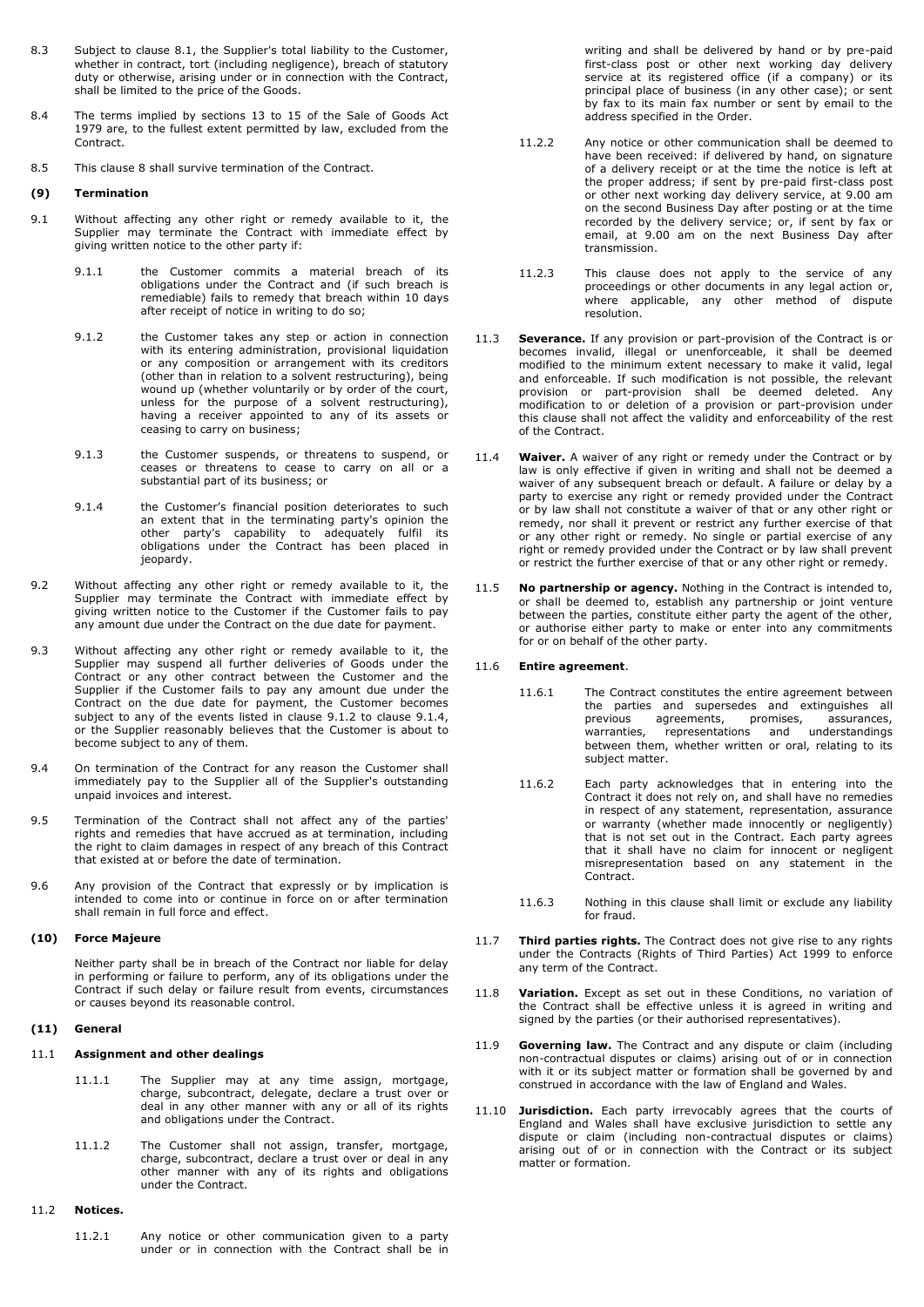8.3 Subject to clause 8.1, the Supplier's total liability to the Customer, whether in contract, tort (including negligence), breach of statutory duty or otherwise, arising under or in connection with the Contract, shall be limited to the price of the Goods.

8.4 The terms implied by sections 13 to 15 of the Sale of Goods Act 1979 are, to the fullest extent permitted by law, excluded from the Contract.

8.5 This clause 8 shall survive termination of the Contract.

## (9) Termination

9.1 Without affecting any other right or remedy available to it, the Supplier may terminate the Contract with immediate effect by giving written notice to the other party if:

9.1.1 the Customer commits a material breach of its obligations under the Contract and (if such breach is remediable) fails to remedy that breach within 10 days after receipt of notice in writing to do so;

9.1.2 the Customer takes any step or action in connection with its entering administration, provisional liquidation or any composition or arrangement with its creditors (other than in relation to a solvent restructuring), being wound up (whether voluntarily or by order of the court, unless for the purpose of a solvent restructuring), having a receiver appointed to any of its assets or ceasing to carry on business;

9.1.3 the Customer suspends, or threatens to suspend, or ceases or threatens to cease to carry on all or a substantial part of its business; or

9.1.4 the Customer's financial position deteriorates to such an extent that in the terminating party's opinion the other party's capability to adequately fulfil its obligations under the Contract has been placed in jeopardy.

9.2 Without affecting any other right or remedy available to it, the Supplier may terminate the Contract with immediate effect by giving written notice to the Customer if the Customer fails to pay any amount due under the Contract on the due date for payment.

9.3 Without affecting any other right or remedy available to it, the Supplier may suspend all further deliveries of Goods under the Contract or any other contract between the Customer and the Supplier if the Customer fails to pay any amount due under the Contract on the due date for payment, the Customer becomes subject to any of the events listed in clause 9.1.2 to clause 9.1.4, or the Supplier reasonably believes that the Customer is about to become subject to any of them.

9.4 On termination of the Contract for any reason the Customer shall immediately pay to the Supplier all of the Supplier's outstanding unpaid invoices and interest.

9.5 Termination of the Contract shall not affect any of the parties' rights and remedies that have accrued as at termination, including the right to claim damages in respect of any breach of this Contract that existed at or before the date of termination.

9.6 Any provision of the Contract that expressly or by implication is intended to come into or continue in force on or after termination shall remain in full force and effect.

## (10) Force Majeure

Neither party shall be in breach of the Contract nor liable for delay in performing or failure to perform, any of its obligations under the Contract if such delay or failure result from events, circumstances or causes beyond its reasonable control.

## (11) General

11.1 **Assignment and other dealings**

11.1.1 The Supplier may at any time assign, mortgage, charge, subcontract, delegate, declare a trust over or deal in any other manner with any or all of its rights and obligations under the Contract.

11.1.2 The Customer shall not assign, transfer, mortgage, charge, subcontract, declare a trust over or deal in any other manner with any of its rights and obligations under the Contract.

11.2 **Notices.**

11.2.1 Any notice or other communication given to a party under or in connection with the Contract shall be in writing and shall be delivered by hand or by pre-paid first-class post or other next working day delivery service at its registered office (if a company) or its principal place of business (in any other case); or sent by fax to its main fax number or sent by email to the address specified in the Order.

11.2.2 Any notice or other communication shall be deemed to have been received: if delivered by hand, on signature of a delivery receipt or at the time the notice is left at the proper address; if sent by pre-paid first-class post or other next working day delivery service, at 9.00 am on the second Business Day after posting or at the time recorded by the delivery service; or, if sent by fax or email, at 9.00 am on the next Business Day after transmission.

11.2.3 This clause does not apply to the service of any proceedings or other documents in any legal action or, where applicable, any other method of dispute resolution.

11.3 **Severance.** If any provision or part-provision of the Contract is or becomes invalid, illegal or unenforceable, it shall be deemed modified to the minimum extent necessary to make it valid, legal and enforceable. If such modification is not possible, the relevant provision or part-provision shall be deemed deleted. Any modification to or deletion of a provision or part-provision under this clause shall not affect the validity and enforceability of the rest of the Contract.

11.4 **Waiver.** A waiver of any right or remedy under the Contract or by law is only effective if given in writing and shall not be deemed a waiver of any subsequent breach or default. A failure or delay by a party to exercise any right or remedy provided under the Contract or by law shall not constitute a waiver of that or any other right or remedy, nor shall it prevent or restrict any further exercise of that or any other right or remedy. No single or partial exercise of any right or remedy provided under the Contract or by law shall prevent or restrict the further exercise of that or any other right or remedy.

11.5 **No partnership or agency.** Nothing in the Contract is intended to, or shall be deemed to, establish any partnership or joint venture between the parties, constitute either party the agent of the other, or authorise either party to make or enter into any commitments for or on behalf of the other party.

11.6 **Entire agreement**.

11.6.1 The Contract constitutes the entire agreement between the parties and supersedes and extinguishes all previous agreements, promises, assurances, warranties, representations and understandings between them, whether written or oral, relating to its subject matter.

11.6.2 Each party acknowledges that in entering into the Contract it does not rely on, and shall have no remedies in respect of any statement, representation, assurance or warranty (whether made innocently or negligently) that is not set out in the Contract. Each party agrees that it shall have no claim for innocent or negligent misrepresentation based on any statement in the Contract.

11.6.3 Nothing in this clause shall limit or exclude any liability for fraud.

11.7 **Third parties rights.** The Contract does not give rise to any rights under the Contracts (Rights of Third Parties) Act 1999 to enforce any term of the Contract.

11.8 **Variation.** Except as set out in these Conditions, no variation of the Contract shall be effective unless it is agreed in writing and signed by the parties (or their authorised representatives).

11.9 **Governing law.** The Contract and any dispute or claim (including non-contractual disputes or claims) arising out of or in connection with it or its subject matter or formation shall be governed by and construed in accordance with the law of England and Wales.

11.10 **Jurisdiction.** Each party irrevocably agrees that the courts of England and Wales shall have exclusive jurisdiction to settle any dispute or claim (including non-contractual disputes or claims) arising out of or in connection with the Contract or its subject matter or formation.